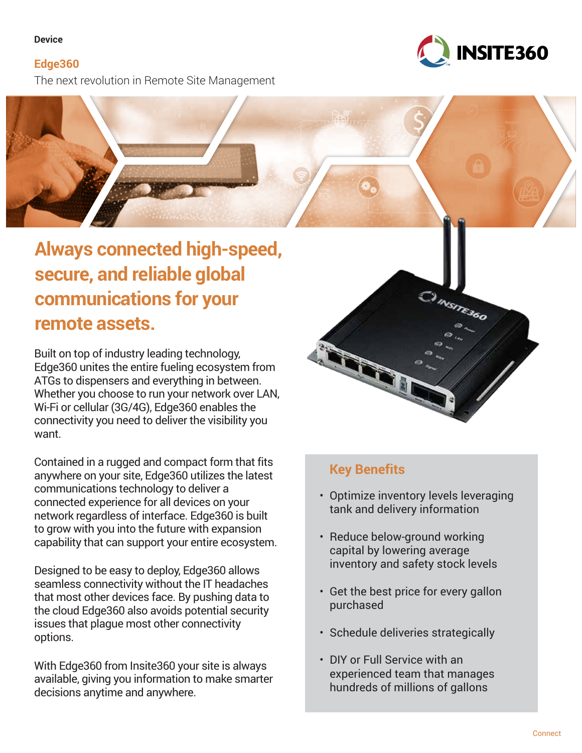Device

# Edge360

The next revolution in Remote Site Management

## Always connected high-speed, secure, and reliable global communications for your remote assets.

Built on top of industry leading technology, Edge360 unites the entire fueling ecosystem from ATGs to dispensers and everything in between. Whether you choose to run your network over LAN, Wi-Fi or cellular (3G/4G), Edge360 enables the connectivity you need to deliver the visibility you want.

Contained in a rugged and compact form that fits anywhere on your site, Edge360 utilizes the latest communications technology to deliver a connected experience for all devices on your network regardless of interface. Edge360 is built to grow with you into the future with expansion capability that can support your entire ecosystem.

Designed to be easy to deploy, Edge360 allows seamless connectivity without the IT headaches that most other devices face. By pushing data to the cloud Edge360 also avoids potential security issues that plague most other connectivity options.

With Edge360 from Insite360 your site is always available, giving you information to make smarter decisions anytime and anywhere.

### Key Benefits

- Optimize inventory levels leveraging tank and delivery information
- Reduce below-ground working capital by lowering average inventory and safety stock levels
- Get the best price for every gallon purchased
- Schedule deliveries strategically
- DIY or Full Service with an experienced team that manages hundreds of millions of gallons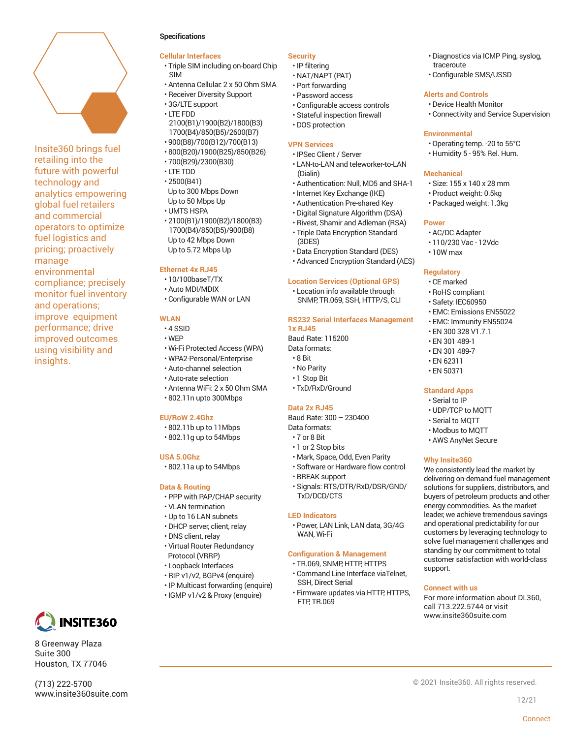Insite360 brings fuel retailing into the future with powerful technology and analytics empowering global fuel retailers and commercial operators to optimize fuel logistics and pricing; proactively manage environmental compliance; precisely monitor fuel inventory and operations; improve equipment performance; drive improved outcomes using visibility and insights.

INSITE360

8 Greenway Plaza
Suite 300
Houston, TX 77046

(713) 222-5700
www.insite360suite.com

## Specifications

### Cellular Interfaces

- Triple SIM including on-board Chip SIM
- Antenna Cellular: 2 x 50 Ohm SMA
- Receiver Diversity Support
- 3G/LTE support
- LTE FDD 2100(B1)/1900(B2)/1800(B3) 1700(B4)/850(B5)/2600(B7)
- 900(B8)/700(B12)/700(B13)
- 800(B20)/1900(B25)/850(B26)
- 700(B29)/2300(B30)
- LTE TDD
- 2500(B41)
  Up to 300 Mbps Down
  Up to 50 Mbps Up
- UMTS HSPA
- 2100(B1)/1900(B2)/1800(B3) 1700(B4)/850(B5)/900(B8)
  Up to 42 Mbps Down
  Up to 5.72 Mbps Up

### Ethernet 4x RJ45

- 10/100baseT/TX
- Auto MDI/MDIX
- Configurable WAN or LAN

### WLAN

- 4 SSID
- WEP
- Wi-Fi Protected Access (WPA)
- WPA2-Personal/Enterprise
- Auto-channel selection
- Auto-rate selection
- Antenna WiFi: 2 x 50 Ohm SMA
- 802.11n upto 300Mbps

### EU/RoW 2.4Ghz

- 802.11b up to 11Mbps
- 802.11g up to 54Mbps

### USA 5.0Ghz

- 802.11a up to 54Mbps

### Data & Routing

- PPP with PAP/CHAP security
- VLAN termination
- Up to 16 LAN subnets
- DHCP server, client, relay
- DNS client, relay
- Virtual Router Redundancy Protocol (VRRP)
- Loopback Interfaces
- RIP v1/v2, BGPv4 (enquire)
- IP Multicast forwarding (enquire)
- IGMP v1/v2 & Proxy (enquire)

### Security

- IP filtering
- NAT/NAPT (PAT)
- Port forwarding
- Password access
- Configurable access controls
- Stateful inspection firewall
- DOS protection

### VPN Services

- IPSec Client / Server
- LAN-to-LAN and teleworker-to-LAN (Dialin)
- Authentication: Null, MD5 and SHA-1
- Internet Key Exchange (IKE)
- Authentication Pre-shared Key
- Digital Signature Algorithm (DSA)
- Rivest, Shamir and Adleman (RSA)
- Triple Data Encryption Standard (3DES)
- Data Encryption Standard (DES)
- Advanced Encryption Standard (AES)

### Location Services (Optional GPS)

- Location info available through SNMP, TR.069, SSH, HTTP/S, CLI

### RS232 Serial Interfaces Management 1x RJ45

Baud Rate: 115200
Data formats:

- 8 Bit
- No Parity
- 1 Stop Bit
- TxD/RxD/Ground

### Data 2x RJ45

Baud Rate: 300 – 230400
Data formats:

- 7 or 8 Bit
- 1 or 2 Stop bits
- Mark, Space, Odd, Even Parity
- Software or Hardware flow control
- BREAK support
- Signals: RTS/DTR/RxD/DSR/GND/TxD/DCD/CTS

### LED Indicators

- Power, LAN Link, LAN data, 3G/4G WAN, Wi-Fi

### Configuration & Management

- TR.069, SNMP, HTTP, HTTPS
- Command Line Interface viaTelnet, SSH, Direct Serial
- Firmware updates via HTTP, HTTPS, FTP, TR.069
- Diagnostics via ICMP Ping, syslog, traceroute
- Configurable SMS/USSD

### Alerts and Controls

- Device Health Monitor
- Connectivity and Service Supervision

### Environmental

- Operating temp. -20 to 55°C
- Humidity 5 - 95% Rel. Hum.

### Mechanical

- Size: 155 x 140 x 28 mm
- Product weight: 0.5kg
- Packaged weight: 1.3kg

### Power

- AC/DC Adapter
- 110/230 Vac - 12Vdc
- 10W max

### Regulatory

- CE marked
- RoHS compliant
- Safety: IEC60950
- EMC: Emissions EN55022
- EMC: Immunity EN55024
- EN 300 328 V1.7.1
- EN 301 489-1
- EN 301 489-7
- EN 62311
- EN 50371

### Standard Apps

- Serial to IP
- UDP/TCP to MQTT
- Serial to MQTT
- Modbus to MQTT
- AWS AnyNet Secure

### Why Insite360

We consistently lead the market by delivering on-demand fuel management solutions for suppliers, distributors, and buyers of petroleum products and other energy commodities. As the market leader, we achieve tremendous savings and operational predictability for our customers by leveraging technology to solve fuel management challenges and standing by our commitment to total customer satisfaction with world-class support.

### Connect with us

For more information about DL360, call 713.222.5744 or visit www.insite360suite.com

© 2021 Insite360. All rights reserved.

12/21